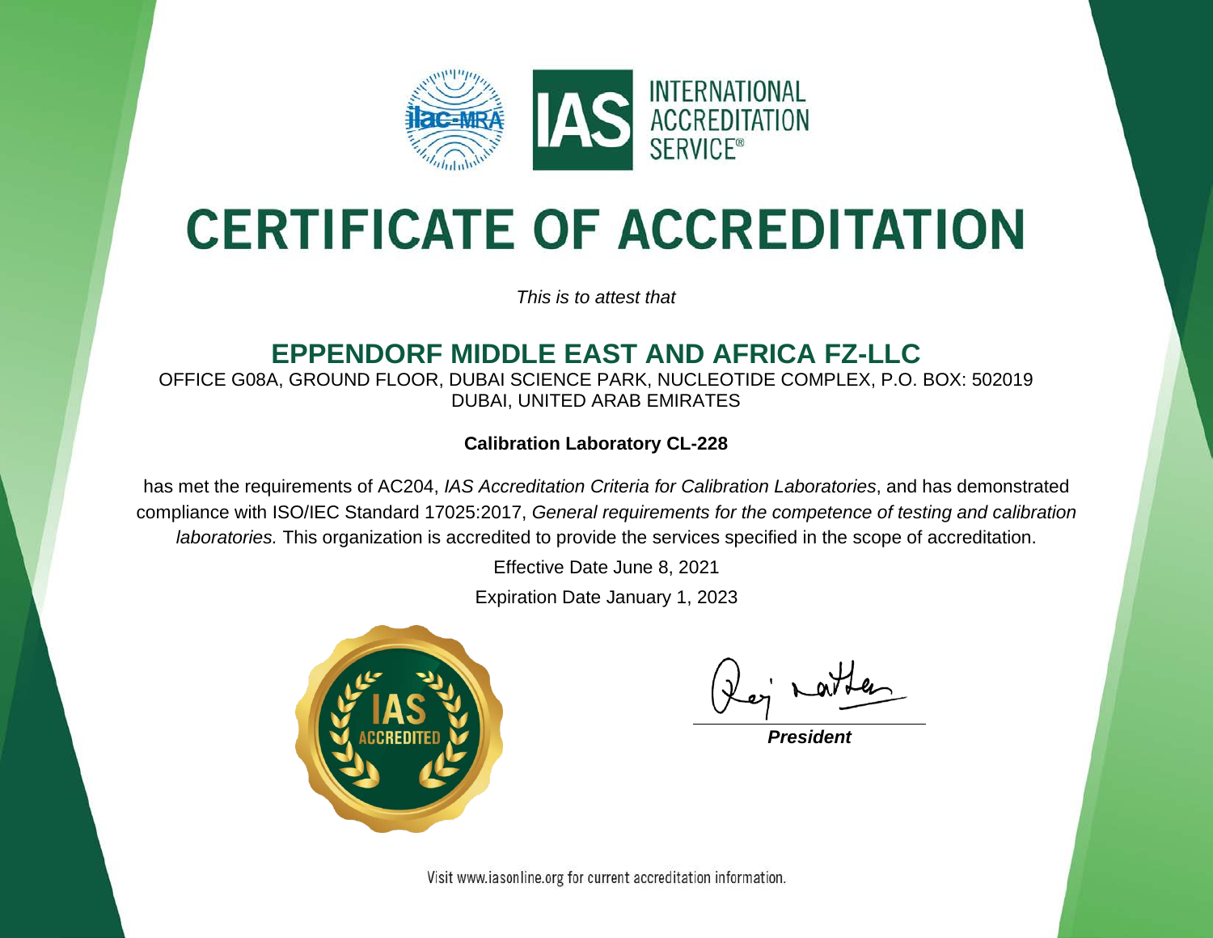# CERTIFICATE OF ACCREDITATION

*This is to attest that*

## EPPENDORF MIDDLE EAST AND AFRICA FZ-LLC

OFFICE G08A, GROUND FLOOR, DUBAI SCIENCE PARK, NUCLEOTIDE COMPLEX, P.O. BOX: 502019
DUBAI, UNITED ARAB EMIRATES

**Calibration Laboratory CL-228**

has met the requirements of AC204, *IAS Accreditation Criteria for Calibration Laboratories*, and has demonstrated compliance with ISO/IEC Standard 17025:2017, *General requirements for the competence of testing and calibration laboratories.* This organization is accredited to provide the services specified in the scope of accreditation.

Effective Date June 8, 2021

Expiration Date January 1, 2023

***President***

Visit www.iasonline.org for current accreditation information.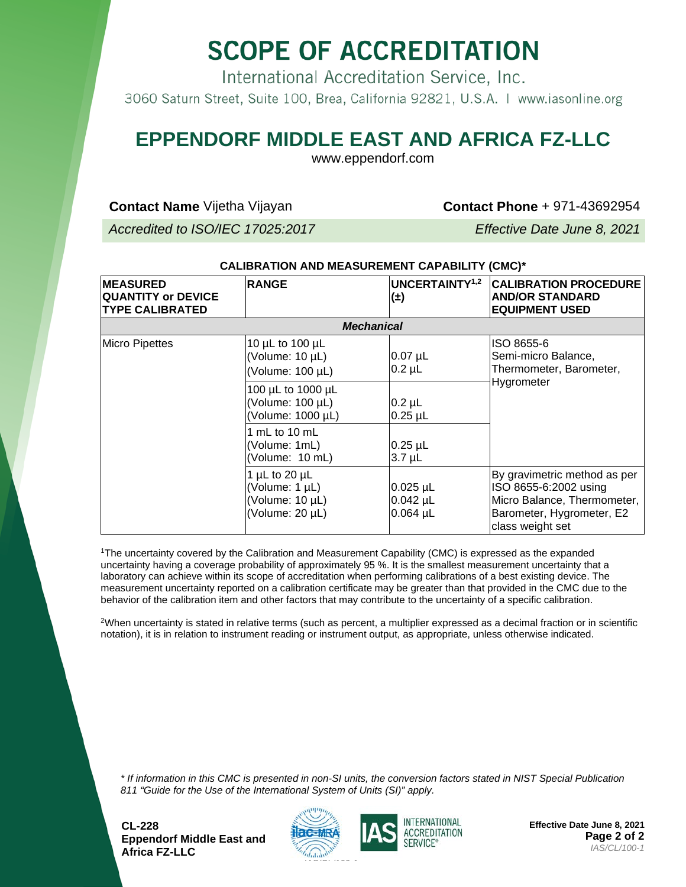# SCOPE OF ACCREDITATION

International Accreditation Service, Inc.

3060 Saturn Street, Suite 100, Brea, California 92821, U.S.A. | www.iasonline.org

# EPPENDORF MIDDLE EAST AND AFRICA FZ-LLC

www.eppendorf.com

**Contact Name** Vijetha Vijayan **Contact Phone** + 971-43692954

*Accredited to ISO/IEC 17025:2017* *Effective Date June 8, 2021*

**CALIBRATION AND MEASUREMENT CAPABILITY (CMC)***

| MEASURED QUANTITY or DEVICE TYPE CALIBRATED | RANGE | UNCERTAINTY[1,2] (±) | CALIBRATION PROCEDURE AND/OR STANDARD EQUIPMENT USED |
|---|---|---|---|
| ***Mechanical*** | | | |
| Micro Pipettes | 10 µL to 100 µL<br>(Volume: 10 µL)<br>(Volume: 100 µL) | <br>0.07 µL<br>0.2 µL | ISO 8655-6<br>Semi-micro Balance, Thermometer, Barometer, Hygrometer |
| | 100 µL to 1000 µL<br>(Volume: 100 µL)<br>(Volume: 1000 µL) | <br>0.2 µL<br>0.25 µL | |
| | 1 mL to 10 mL<br>(Volume: 1mL)<br>(Volume: 10 mL) | <br>0.25 µL<br>3.7 µL | |
| | 1 µL to 20 µL<br>(Volume: 1 µL)<br>(Volume: 10 µL)<br>(Volume: 20 µL) | <br>0.025 µL<br>0.042 µL<br>0.064 µL | By gravimetric method as per ISO 8655-6:2002 using Micro Balance, Thermometer, Barometer, Hygrometer, E2 class weight set |

[1]The uncertainty covered by the Calibration and Measurement Capability (CMC) is expressed as the expanded uncertainty having a coverage probability of approximately 95 %. It is the smallest measurement uncertainty that a laboratory can achieve within its scope of accreditation when performing calibrations of a best existing device. The measurement uncertainty reported on a calibration certificate may be greater than that provided in the CMC due to the behavior of the calibration item and other factors that may contribute to the uncertainty of a specific calibration.

[2]When uncertainty is stated in relative terms (such as percent, a multiplier expressed as a decimal fraction or in scientific notation), it is in relation to instrument reading or instrument output, as appropriate, unless otherwise indicated.

*\* If information in this CMC is presented in non-SI units, the conversion factors stated in NIST Special Publication 811 "Guide for the Use of the International System of Units (SI)" apply.*

**CL-228**
**Eppendorf Middle East and Africa FZ-LLC**

**Effective Date June 8, 2021**